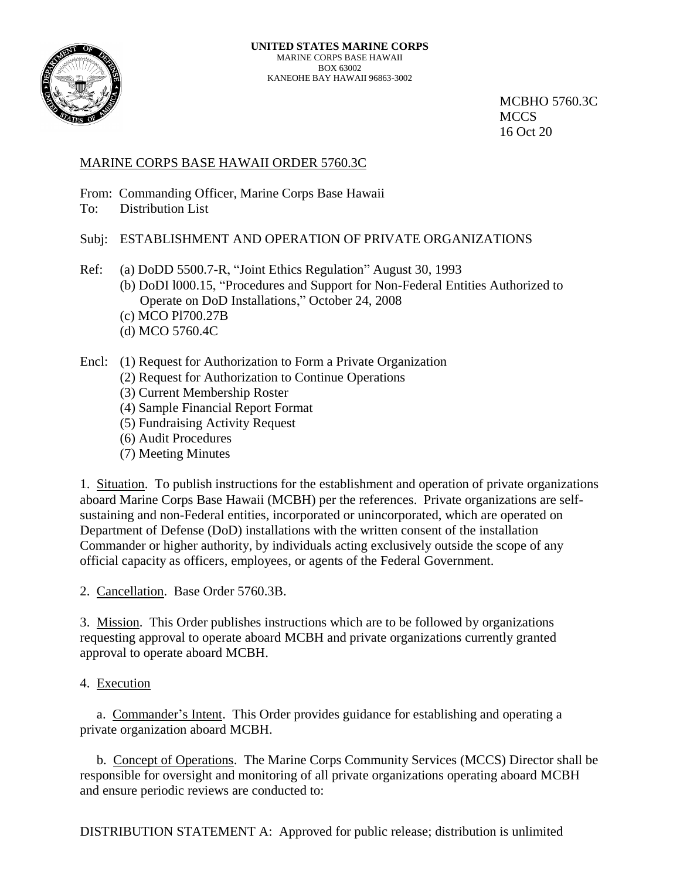**UNITED STATES MARINE CORPS**
MARINE CORPS BASE HAWAII
BOX 63002
KANEOHE BAY HAWAII 96863-3002

MCBHO 5760.3C
MCCS
16 Oct 20

MARINE CORPS BASE HAWAII ORDER 5760.3C

From: Commanding Officer, Marine Corps Base Hawaii
To: Distribution List

Subj: ESTABLISHMENT AND OPERATION OF PRIVATE ORGANIZATIONS

Ref: (a) DoDD 5500.7-R, "Joint Ethics Regulation" August 30, 1993
(b) DoDI l000.15, "Procedures and Support for Non-Federal Entities Authorized to Operate on DoD Installations," October 24, 2008
(c) MCO Pl700.27B
(d) MCO 5760.4C

Encl: (1) Request for Authorization to Form a Private Organization
(2) Request for Authorization to Continue Operations
(3) Current Membership Roster
(4) Sample Financial Report Format
(5) Fundraising Activity Request
(6) Audit Procedures
(7) Meeting Minutes

1. Situation. To publish instructions for the establishment and operation of private organizations aboard Marine Corps Base Hawaii (MCBH) per the references. Private organizations are self-sustaining and non-Federal entities, incorporated or unincorporated, which are operated on Department of Defense (DoD) installations with the written consent of the installation Commander or higher authority, by individuals acting exclusively outside the scope of any official capacity as officers, employees, or agents of the Federal Government.

2. Cancellation. Base Order 5760.3B.

3. Mission. This Order publishes instructions which are to be followed by organizations requesting approval to operate aboard MCBH and private organizations currently granted approval to operate aboard MCBH.

4. Execution

a. Commander's Intent. This Order provides guidance for establishing and operating a private organization aboard MCBH.

b. Concept of Operations. The Marine Corps Community Services (MCCS) Director shall be responsible for oversight and monitoring of all private organizations operating aboard MCBH and ensure periodic reviews are conducted to:

DISTRIBUTION STATEMENT A: Approved for public release; distribution is unlimited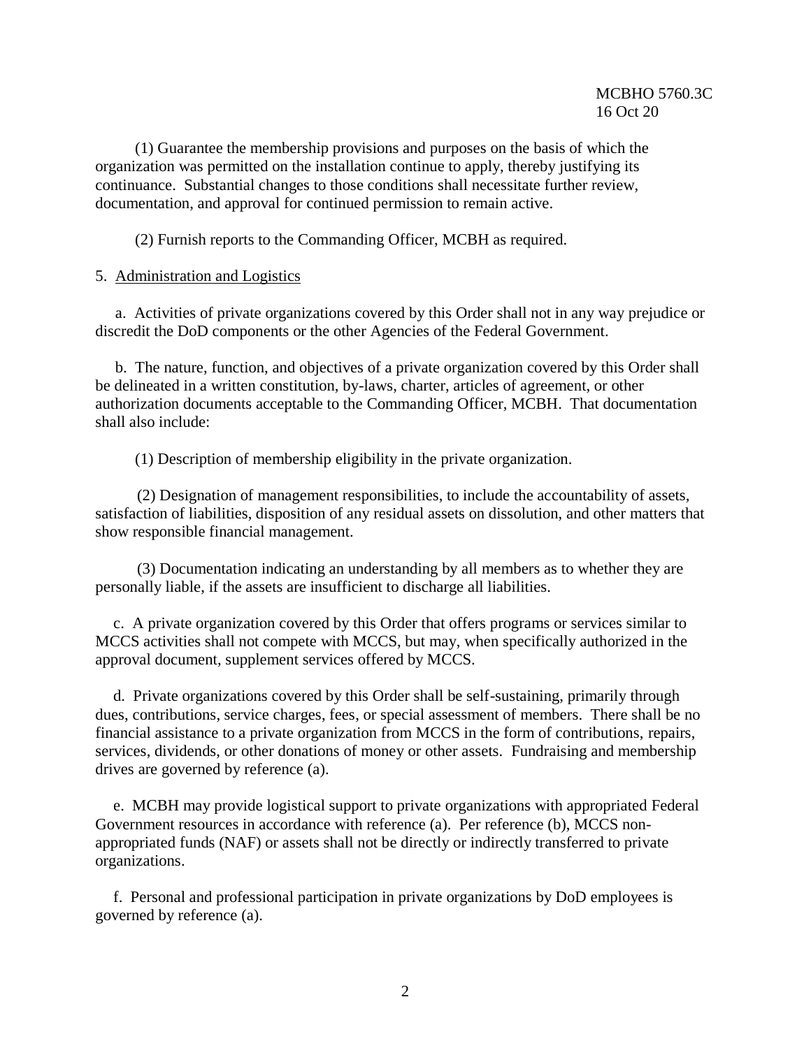(1) Guarantee the membership provisions and purposes on the basis of which the organization was permitted on the installation continue to apply, thereby justifying its continuance. Substantial changes to those conditions shall necessitate further review, documentation, and approval for continued permission to remain active.

(2) Furnish reports to the Commanding Officer, MCBH as required.

5. Administration and Logistics

a. Activities of private organizations covered by this Order shall not in any way prejudice or discredit the DoD components or the other Agencies of the Federal Government.

b. The nature, function, and objectives of a private organization covered by this Order shall be delineated in a written constitution, by-laws, charter, articles of agreement, or other authorization documents acceptable to the Commanding Officer, MCBH. That documentation shall also include:

(1) Description of membership eligibility in the private organization.

(2) Designation of management responsibilities, to include the accountability of assets, satisfaction of liabilities, disposition of any residual assets on dissolution, and other matters that show responsible financial management.

(3) Documentation indicating an understanding by all members as to whether they are personally liable, if the assets are insufficient to discharge all liabilities.

c. A private organization covered by this Order that offers programs or services similar to MCCS activities shall not compete with MCCS, but may, when specifically authorized in the approval document, supplement services offered by MCCS.

d. Private organizations covered by this Order shall be self-sustaining, primarily through dues, contributions, service charges, fees, or special assessment of members. There shall be no financial assistance to a private organization from MCCS in the form of contributions, repairs, services, dividends, or other donations of money or other assets. Fundraising and membership drives are governed by reference (a).

e. MCBH may provide logistical support to private organizations with appropriated Federal Government resources in accordance with reference (a). Per reference (b), MCCS non-appropriated funds (NAF) or assets shall not be directly or indirectly transferred to private organizations.

f. Personal and professional participation in private organizations by DoD employees is governed by reference (a).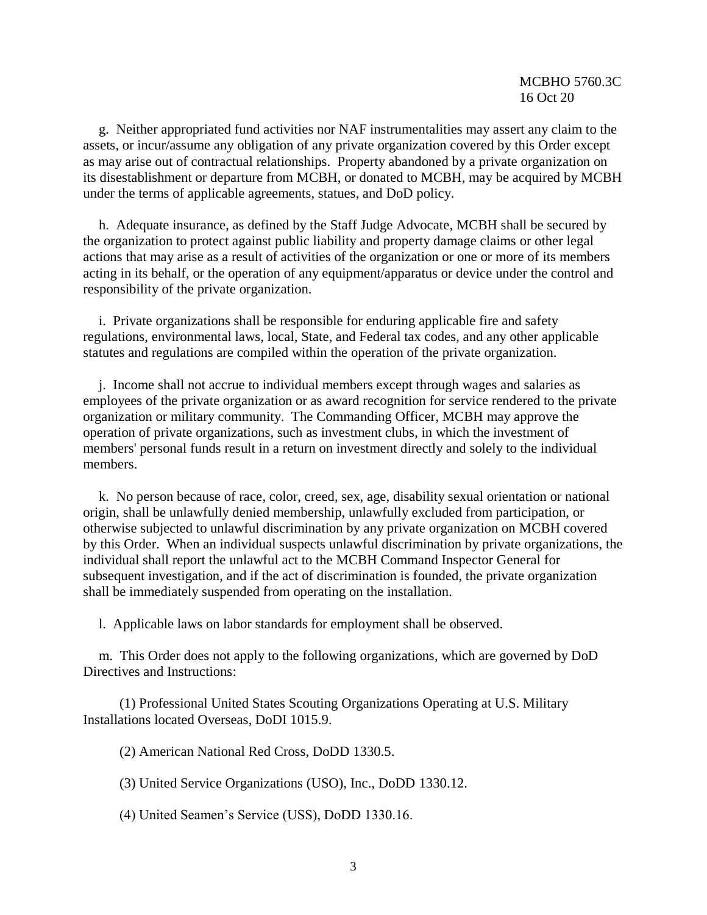g. Neither appropriated fund activities nor NAF instrumentalities may assert any claim to the assets, or incur/assume any obligation of any private organization covered by this Order except as may arise out of contractual relationships. Property abandoned by a private organization on its disestablishment or departure from MCBH, or donated to MCBH, may be acquired by MCBH under the terms of applicable agreements, statues, and DoD policy.

h. Adequate insurance, as defined by the Staff Judge Advocate, MCBH shall be secured by the organization to protect against public liability and property damage claims or other legal actions that may arise as a result of activities of the organization or one or more of its members acting in its behalf, or the operation of any equipment/apparatus or device under the control and responsibility of the private organization.

i. Private organizations shall be responsible for enduring applicable fire and safety regulations, environmental laws, local, State, and Federal tax codes, and any other applicable statutes and regulations are compiled within the operation of the private organization.

j. Income shall not accrue to individual members except through wages and salaries as employees of the private organization or as award recognition for service rendered to the private organization or military community. The Commanding Officer, MCBH may approve the operation of private organizations, such as investment clubs, in which the investment of members' personal funds result in a return on investment directly and solely to the individual members.

k. No person because of race, color, creed, sex, age, disability sexual orientation or national origin, shall be unlawfully denied membership, unlawfully excluded from participation, or otherwise subjected to unlawful discrimination by any private organization on MCBH covered by this Order. When an individual suspects unlawful discrimination by private organizations, the individual shall report the unlawful act to the MCBH Command Inspector General for subsequent investigation, and if the act of discrimination is founded, the private organization shall be immediately suspended from operating on the installation.

l. Applicable laws on labor standards for employment shall be observed.

m. This Order does not apply to the following organizations, which are governed by DoD Directives and Instructions:

(1) Professional United States Scouting Organizations Operating at U.S. Military Installations located Overseas, DoDI 1015.9.

(2) American National Red Cross, DoDD 1330.5.

(3) United Service Organizations (USO), Inc., DoDD 1330.12.

(4) United Seamen's Service (USS), DoDD 1330.16.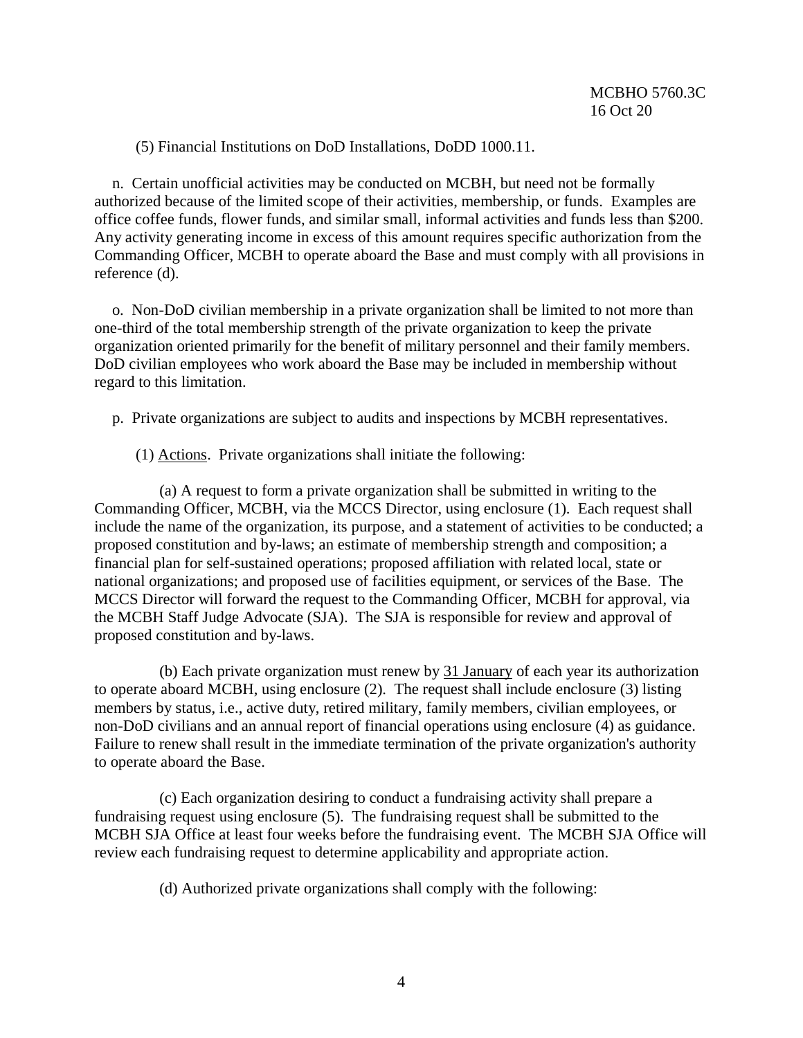(5) Financial Institutions on DoD Installations, DoDD 1000.11.

n. Certain unofficial activities may be conducted on MCBH, but need not be formally authorized because of the limited scope of their activities, membership, or funds. Examples are office coffee funds, flower funds, and similar small, informal activities and funds less than $200. Any activity generating income in excess of this amount requires specific authorization from the Commanding Officer, MCBH to operate aboard the Base and must comply with all provisions in reference (d).

o. Non-DoD civilian membership in a private organization shall be limited to not more than one-third of the total membership strength of the private organization to keep the private organization oriented primarily for the benefit of military personnel and their family members. DoD civilian employees who work aboard the Base may be included in membership without regard to this limitation.

p. Private organizations are subject to audits and inspections by MCBH representatives.

(1) Actions. Private organizations shall initiate the following:

(a) A request to form a private organization shall be submitted in writing to the Commanding Officer, MCBH, via the MCCS Director, using enclosure (1). Each request shall include the name of the organization, its purpose, and a statement of activities to be conducted; a proposed constitution and by-laws; an estimate of membership strength and composition; a financial plan for self-sustained operations; proposed affiliation with related local, state or national organizations; and proposed use of facilities equipment, or services of the Base. The MCCS Director will forward the request to the Commanding Officer, MCBH for approval, via the MCBH Staff Judge Advocate (SJA). The SJA is responsible for review and approval of proposed constitution and by-laws.

(b) Each private organization must renew by 31 January of each year its authorization to operate aboard MCBH, using enclosure (2). The request shall include enclosure (3) listing members by status, i.e., active duty, retired military, family members, civilian employees, or non-DoD civilians and an annual report of financial operations using enclosure (4) as guidance. Failure to renew shall result in the immediate termination of the private organization's authority to operate aboard the Base.

(c) Each organization desiring to conduct a fundraising activity shall prepare a fundraising request using enclosure (5). The fundraising request shall be submitted to the MCBH SJA Office at least four weeks before the fundraising event. The MCBH SJA Office will review each fundraising request to determine applicability and appropriate action.

(d) Authorized private organizations shall comply with the following: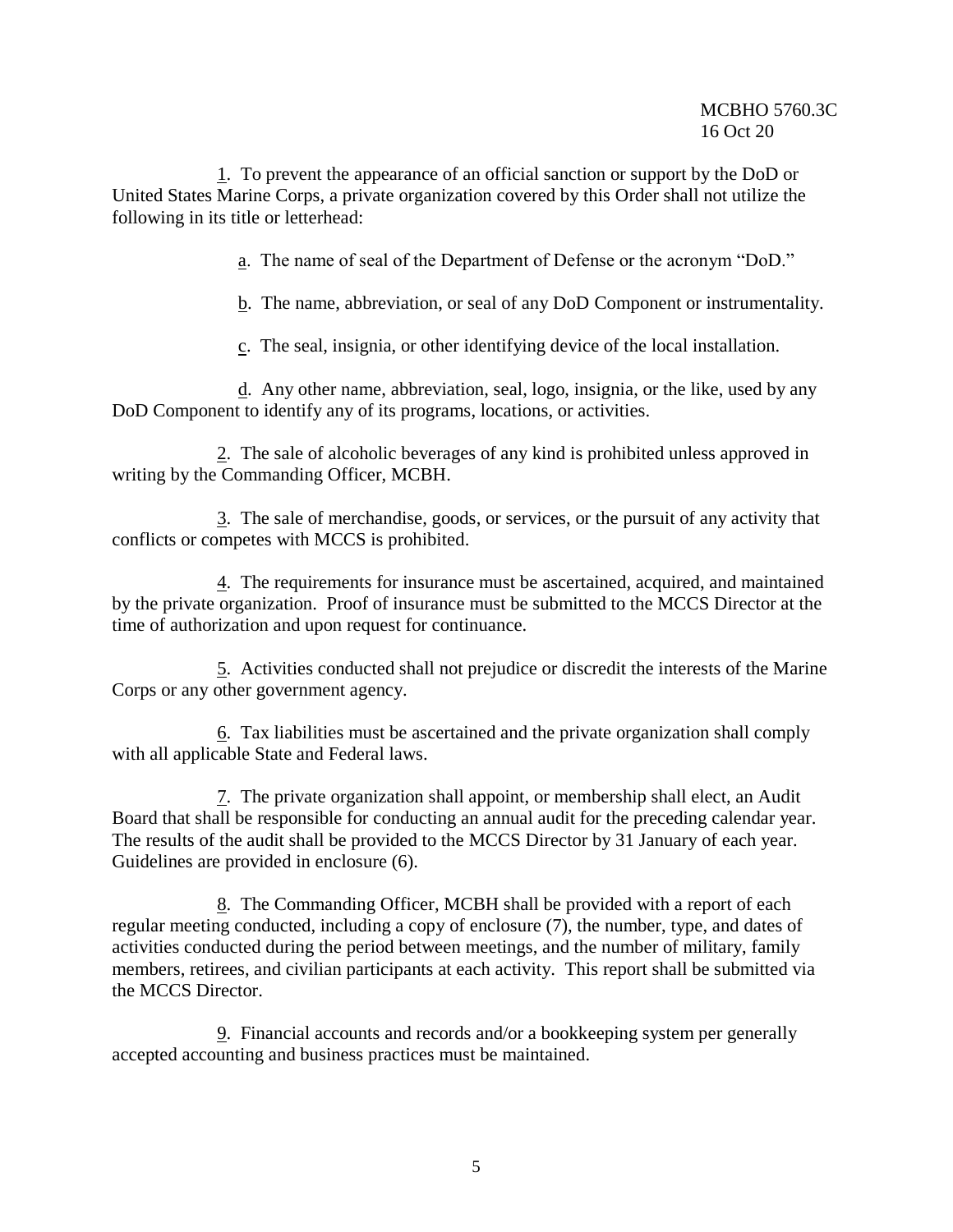1. To prevent the appearance of an official sanction or support by the DoD or United States Marine Corps, a private organization covered by this Order shall not utilize the following in its title or letterhead:

a. The name of seal of the Department of Defense or the acronym "DoD."

b. The name, abbreviation, or seal of any DoD Component or instrumentality.

c. The seal, insignia, or other identifying device of the local installation.

d. Any other name, abbreviation, seal, logo, insignia, or the like, used by any DoD Component to identify any of its programs, locations, or activities.

2. The sale of alcoholic beverages of any kind is prohibited unless approved in writing by the Commanding Officer, MCBH.

3. The sale of merchandise, goods, or services, or the pursuit of any activity that conflicts or competes with MCCS is prohibited.

4. The requirements for insurance must be ascertained, acquired, and maintained by the private organization. Proof of insurance must be submitted to the MCCS Director at the time of authorization and upon request for continuance.

5. Activities conducted shall not prejudice or discredit the interests of the Marine Corps or any other government agency.

6. Tax liabilities must be ascertained and the private organization shall comply with all applicable State and Federal laws.

7. The private organization shall appoint, or membership shall elect, an Audit Board that shall be responsible for conducting an annual audit for the preceding calendar year. The results of the audit shall be provided to the MCCS Director by 31 January of each year. Guidelines are provided in enclosure (6).

8. The Commanding Officer, MCBH shall be provided with a report of each regular meeting conducted, including a copy of enclosure (7), the number, type, and dates of activities conducted during the period between meetings, and the number of military, family members, retirees, and civilian participants at each activity. This report shall be submitted via the MCCS Director.

9. Financial accounts and records and/or a bookkeeping system per generally accepted accounting and business practices must be maintained.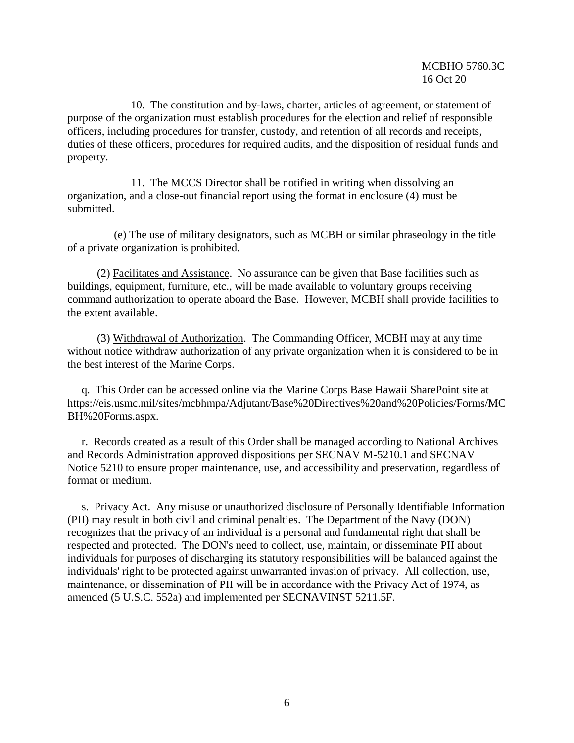<u>10</u>. The constitution and by-laws, charter, articles of agreement, or statement of purpose of the organization must establish procedures for the election and relief of responsible officers, including procedures for transfer, custody, and retention of all records and receipts, duties of these officers, procedures for required audits, and the disposition of residual funds and property.

<u>11</u>. The MCCS Director shall be notified in writing when dissolving an organization, and a close-out financial report using the format in enclosure (4) must be submitted.

(e) The use of military designators, such as MCBH or similar phraseology in the title of a private organization is prohibited.

(2) <u>Facilitates and Assistance</u>. No assurance can be given that Base facilities such as buildings, equipment, furniture, etc., will be made available to voluntary groups receiving command authorization to operate aboard the Base. However, MCBH shall provide facilities to the extent available.

(3) <u>Withdrawal of Authorization</u>. The Commanding Officer, MCBH may at any time without notice withdraw authorization of any private organization when it is considered to be in the best interest of the Marine Corps.

q. This Order can be accessed online via the Marine Corps Base Hawaii SharePoint site at https://eis.usmc.mil/sites/mcbhmpa/Adjutant/Base%20Directives%20and%20Policies/Forms/MCBH%20Forms.aspx.

r. Records created as a result of this Order shall be managed according to National Archives and Records Administration approved dispositions per SECNAV M-5210.1 and SECNAV Notice 5210 to ensure proper maintenance, use, and accessibility and preservation, regardless of format or medium.

s. <u>Privacy Act</u>. Any misuse or unauthorized disclosure of Personally Identifiable Information (PII) may result in both civil and criminal penalties. The Department of the Navy (DON) recognizes that the privacy of an individual is a personal and fundamental right that shall be respected and protected. The DON's need to collect, use, maintain, or disseminate PII about individuals for purposes of discharging its statutory responsibilities will be balanced against the individuals' right to be protected against unwarranted invasion of privacy. All collection, use, maintenance, or dissemination of PII will be in accordance with the Privacy Act of 1974, as amended (5 U.S.C. 552a) and implemented per SECNAVINST 5211.5F.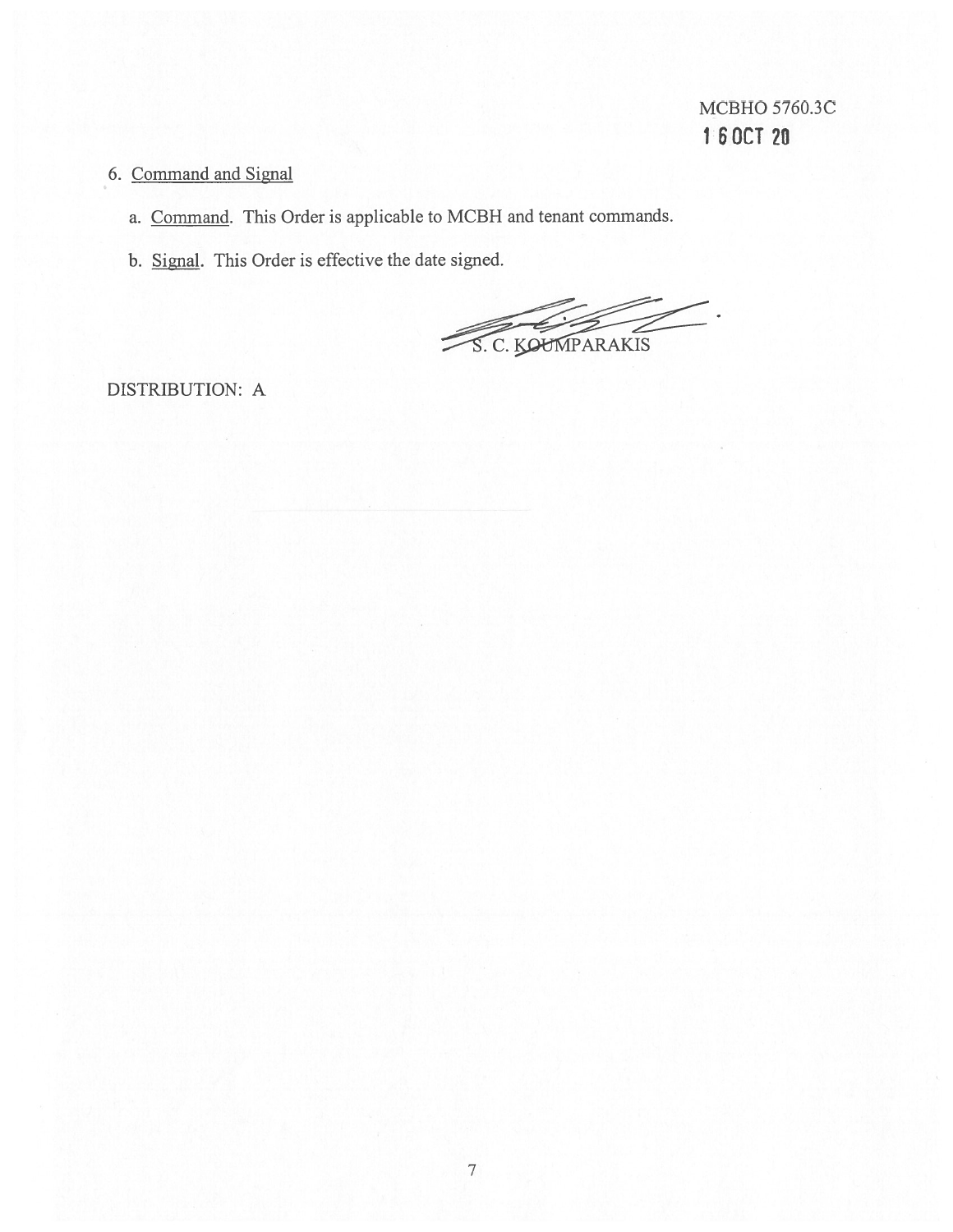6. Command and Signal

   a. Command. This Order is applicable to MCBH and tenant commands.

   b. Signal. This Order is effective the date signed.

S. C. KOUMPARAKIS

DISTRIBUTION: A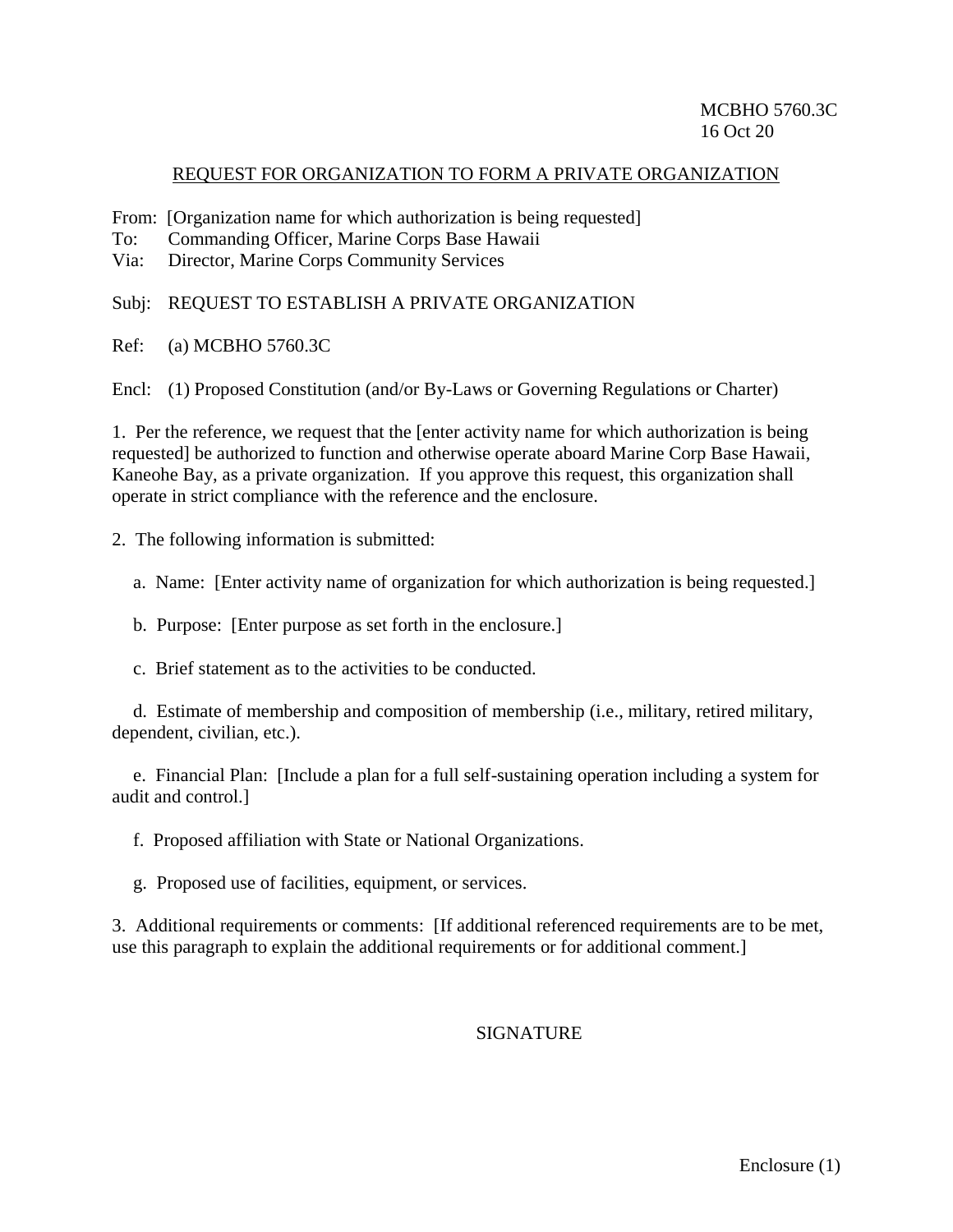MCBHO 5760.3C
16 Oct 20

REQUEST FOR ORGANIZATION TO FORM A PRIVATE ORGANIZATION

From: [Organization name for which authorization is being requested]
To: Commanding Officer, Marine Corps Base Hawaii
Via: Director, Marine Corps Community Services

Subj: REQUEST TO ESTABLISH A PRIVATE ORGANIZATION

Ref: (a) MCBHO 5760.3C

Encl: (1) Proposed Constitution (and/or By-Laws or Governing Regulations or Charter)

1. Per the reference, we request that the [enter activity name for which authorization is being requested] be authorized to function and otherwise operate aboard Marine Corp Base Hawaii, Kaneohe Bay, as a private organization. If you approve this request, this organization shall operate in strict compliance with the reference and the enclosure.

2. The following information is submitted:

   a. Name: [Enter activity name of organization for which authorization is being requested.]

   b. Purpose: [Enter purpose as set forth in the enclosure.]

   c. Brief statement as to the activities to be conducted.

   d. Estimate of membership and composition of membership (i.e., military, retired military, dependent, civilian, etc.).

   e. Financial Plan: [Include a plan for a full self-sustaining operation including a system for audit and control.]

   f. Proposed affiliation with State or National Organizations.

   g. Proposed use of facilities, equipment, or services.

3. Additional requirements or comments: [If additional referenced requirements are to be met, use this paragraph to explain the additional requirements or for additional comment.]

SIGNATURE

Enclosure (1)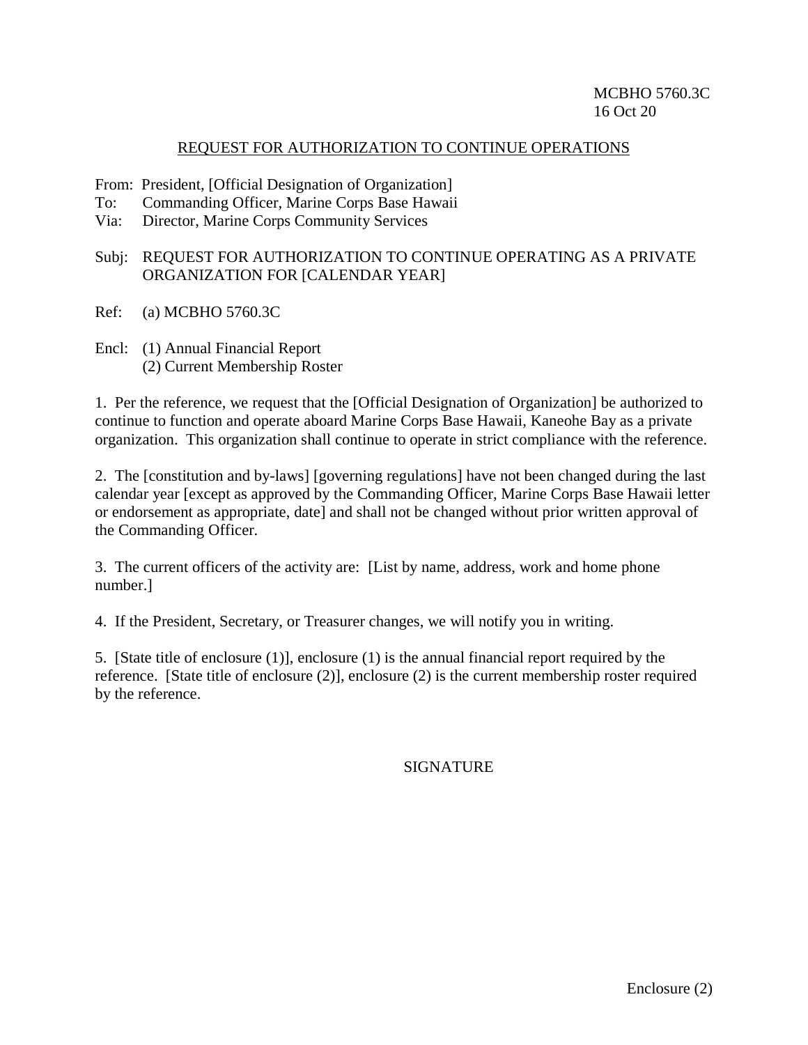REQUEST FOR AUTHORIZATION TO CONTINUE OPERATIONS

From: President, [Official Designation of Organization]
To: Commanding Officer, Marine Corps Base Hawaii
Via: Director, Marine Corps Community Services

Subj: REQUEST FOR AUTHORIZATION TO CONTINUE OPERATING AS A PRIVATE ORGANIZATION FOR [CALENDAR YEAR]

Ref: (a) MCBHO 5760.3C

Encl: (1) Annual Financial Report
(2) Current Membership Roster

1. Per the reference, we request that the [Official Designation of Organization] be authorized to continue to function and operate aboard Marine Corps Base Hawaii, Kaneohe Bay as a private organization. This organization shall continue to operate in strict compliance with the reference.

2. The [constitution and by-laws] [governing regulations] have not been changed during the last calendar year [except as approved by the Commanding Officer, Marine Corps Base Hawaii letter or endorsement as appropriate, date] and shall not be changed without prior written approval of the Commanding Officer.

3. The current officers of the activity are: [List by name, address, work and home phone number.]

4. If the President, Secretary, or Treasurer changes, we will notify you in writing.

5. [State title of enclosure (1)], enclosure (1) is the annual financial report required by the reference. [State title of enclosure (2)], enclosure (2) is the current membership roster required by the reference.

SIGNATURE

Enclosure (2)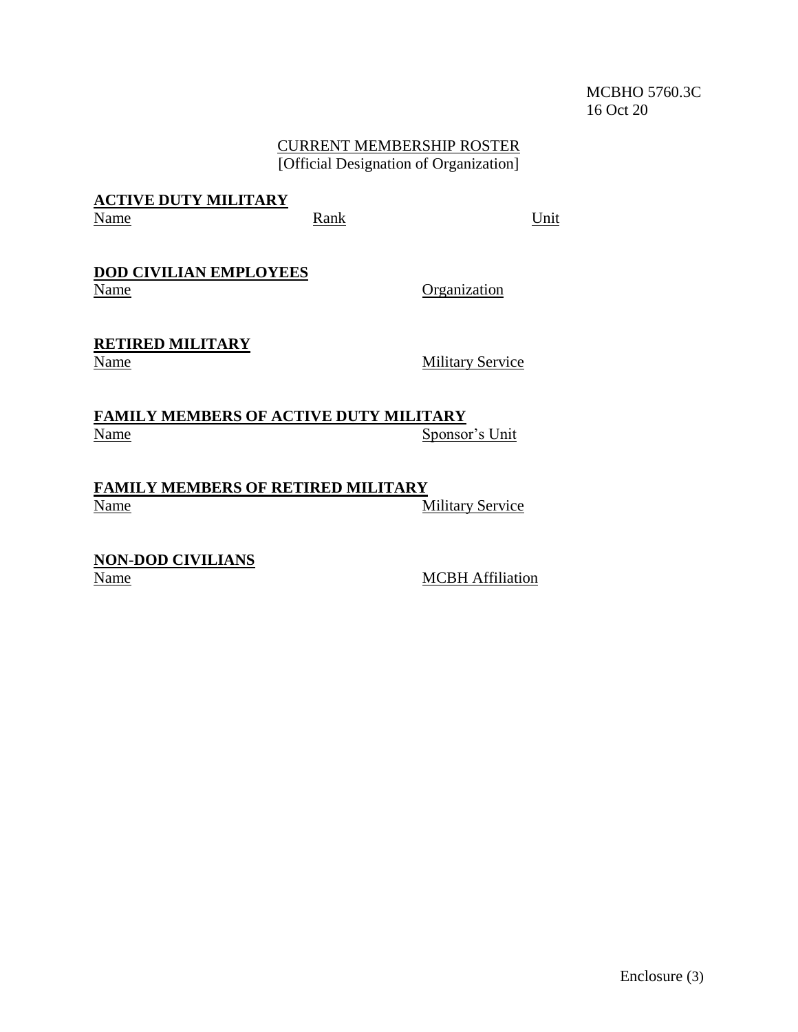CURRENT MEMBERSHIP ROSTER
[Official Designation of Organization]

**ACTIVE DUTY MILITARY**

| Name | Rank | Unit |
|---|---|---|

**DOD CIVILIAN EMPLOYEES**

| Name | Organization |
|---|---|

**RETIRED MILITARY**

| Name | Military Service |
|---|---|

**FAMILY MEMBERS OF ACTIVE DUTY MILITARY**

| Name | Sponsor's Unit |
|---|---|

**FAMILY MEMBERS OF RETIRED MILITARY**

| Name | Military Service |
|---|---|

**NON-DOD CIVILIANS**

| Name | MCBH Affiliation |
|---|---|

Enclosure (3)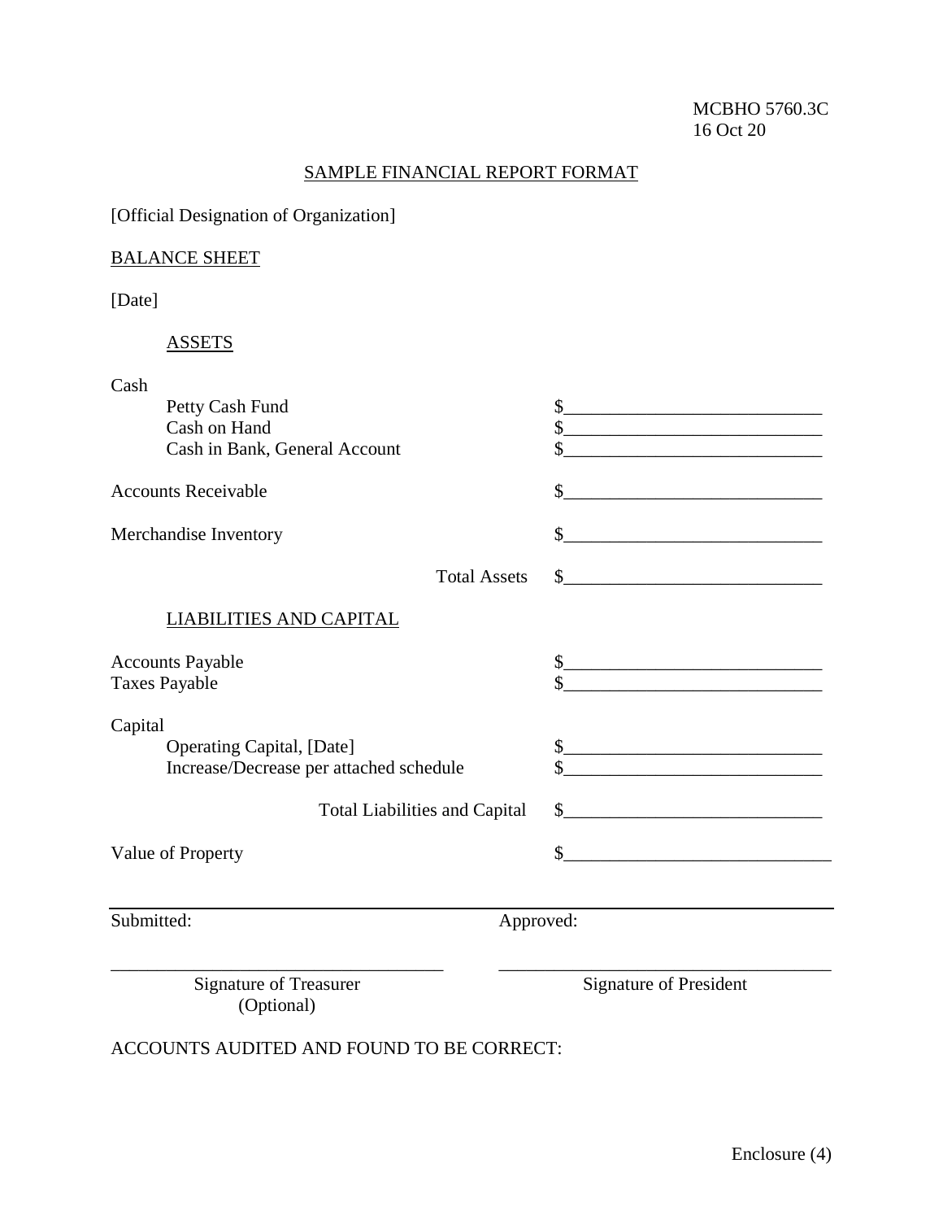MCBHO 5760.3C
16 Oct 20

## SAMPLE FINANCIAL REPORT FORMAT

[Official Designation of Organization]

### BALANCE SHEET

[Date]

#### ASSETS

| | |
|---|---|
| **Cash** | |
| Petty Cash Fund | $____________________________ |
| Cash on Hand | $____________________________ |
| Cash in Bank, General Account | $____________________________ |
| Accounts Receivable | $____________________________ |
| Merchandise Inventory | $____________________________ |
| Total Assets | $____________________________ |

#### LIABILITIES AND CAPITAL

| | |
|---|---|
| Accounts Payable | $____________________________ |
| Taxes Payable | $____________________________ |
| **Capital** | |
| Operating Capital, [Date] | $____________________________ |
| Increase/Decrease per attached schedule | $____________________________ |
| Total Liabilities and Capital | $____________________________ |
| Value of Property | $____________________________ |

Submitted: Approved:

___________________________________ ___________________________________

Signature of Treasurer (Optional) Signature of President

ACCOUNTS AUDITED AND FOUND TO BE CORRECT:

Enclosure (4)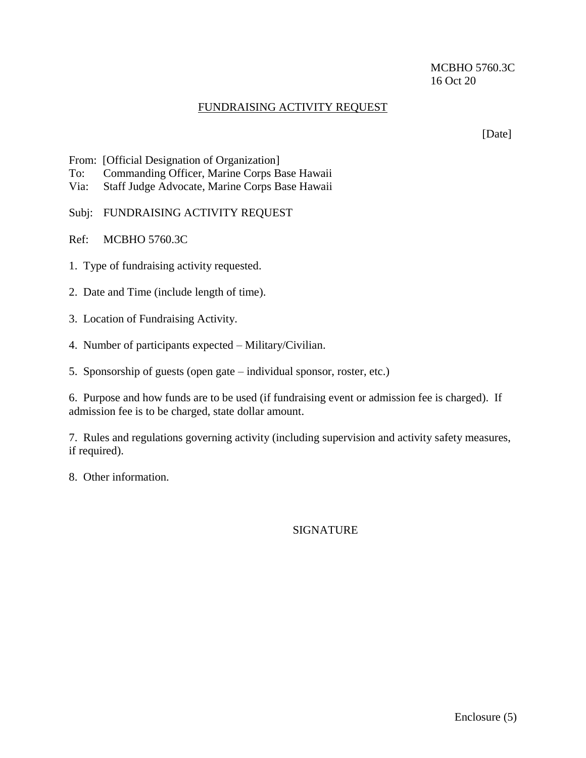MCBHO 5760.3C
16 Oct 20

FUNDRAISING ACTIVITY REQUEST

[Date]

From: [Official Designation of Organization]
To: Commanding Officer, Marine Corps Base Hawaii
Via: Staff Judge Advocate, Marine Corps Base Hawaii

Subj: FUNDRAISING ACTIVITY REQUEST

Ref: MCBHO 5760.3C

1. Type of fundraising activity requested.

2. Date and Time (include length of time).

3. Location of Fundraising Activity.

4. Number of participants expected – Military/Civilian.

5. Sponsorship of guests (open gate – individual sponsor, roster, etc.)

6. Purpose and how funds are to be used (if fundraising event or admission fee is charged). If admission fee is to be charged, state dollar amount.

7. Rules and regulations governing activity (including supervision and activity safety measures, if required).

8. Other information.

SIGNATURE

Enclosure (5)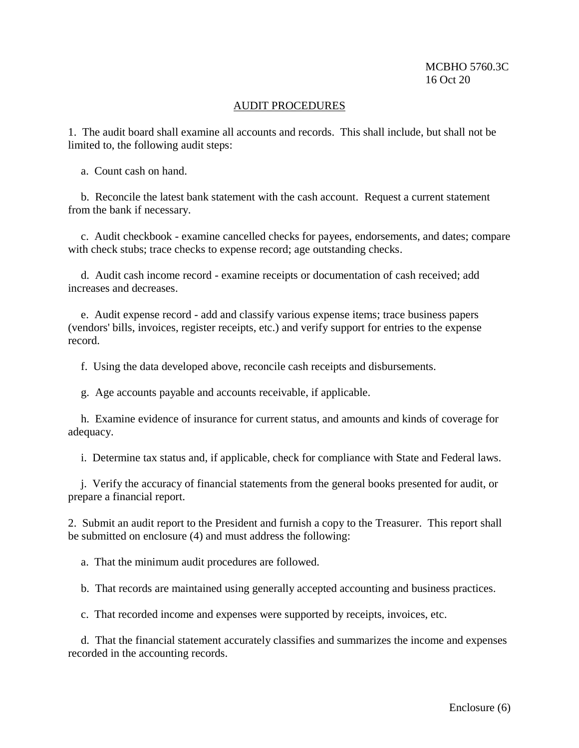## AUDIT PROCEDURES

1. The audit board shall examine all accounts and records. This shall include, but shall not be limited to, the following audit steps:

   a. Count cash on hand.

   b. Reconcile the latest bank statement with the cash account. Request a current statement from the bank if necessary.

   c. Audit checkbook - examine cancelled checks for payees, endorsements, and dates; compare with check stubs; trace checks to expense record; age outstanding checks.

   d. Audit cash income record - examine receipts or documentation of cash received; add increases and decreases.

   e. Audit expense record - add and classify various expense items; trace business papers (vendors' bills, invoices, register receipts, etc.) and verify support for entries to the expense record.

   f. Using the data developed above, reconcile cash receipts and disbursements.

   g. Age accounts payable and accounts receivable, if applicable.

   h. Examine evidence of insurance for current status, and amounts and kinds of coverage for adequacy.

   i. Determine tax status and, if applicable, check for compliance with State and Federal laws.

   j. Verify the accuracy of financial statements from the general books presented for audit, or prepare a financial report.

2. Submit an audit report to the President and furnish a copy to the Treasurer. This report shall be submitted on enclosure (4) and must address the following:

   a. That the minimum audit procedures are followed.

   b. That records are maintained using generally accepted accounting and business practices.

   c. That recorded income and expenses were supported by receipts, invoices, etc.

   d. That the financial statement accurately classifies and summarizes the income and expenses recorded in the accounting records.

Enclosure (6)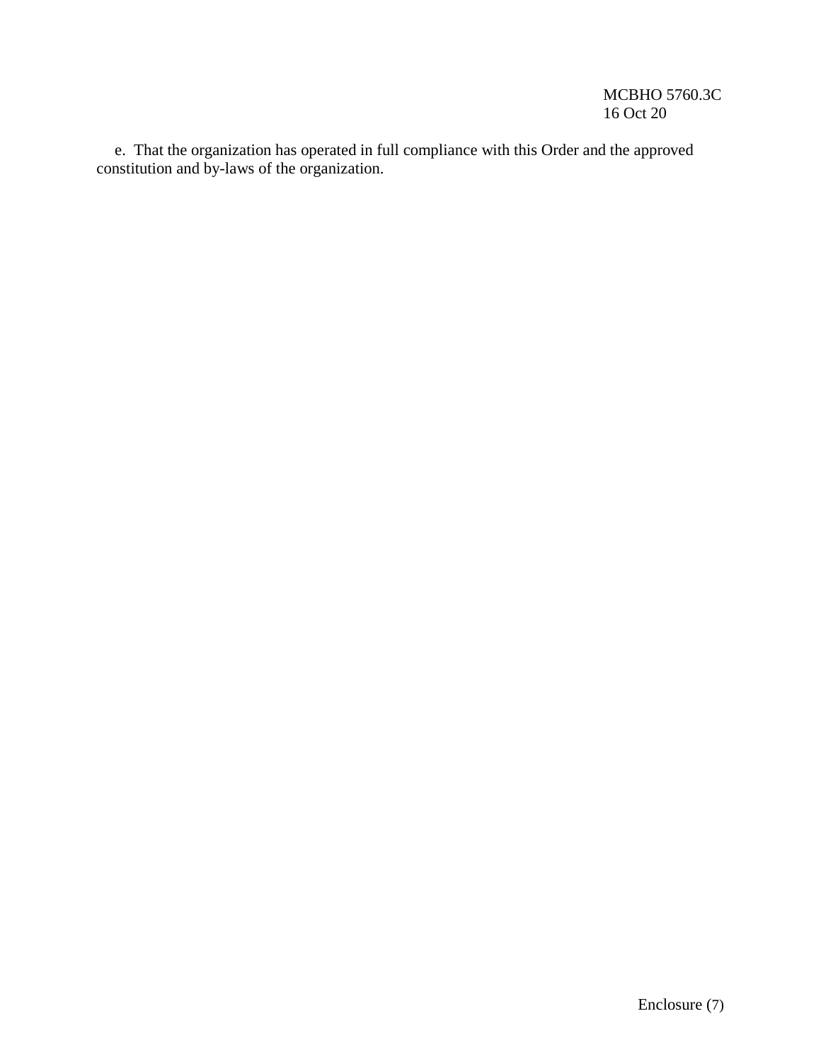e. That the organization has operated in full compliance with this Order and the approved constitution and by-laws of the organization.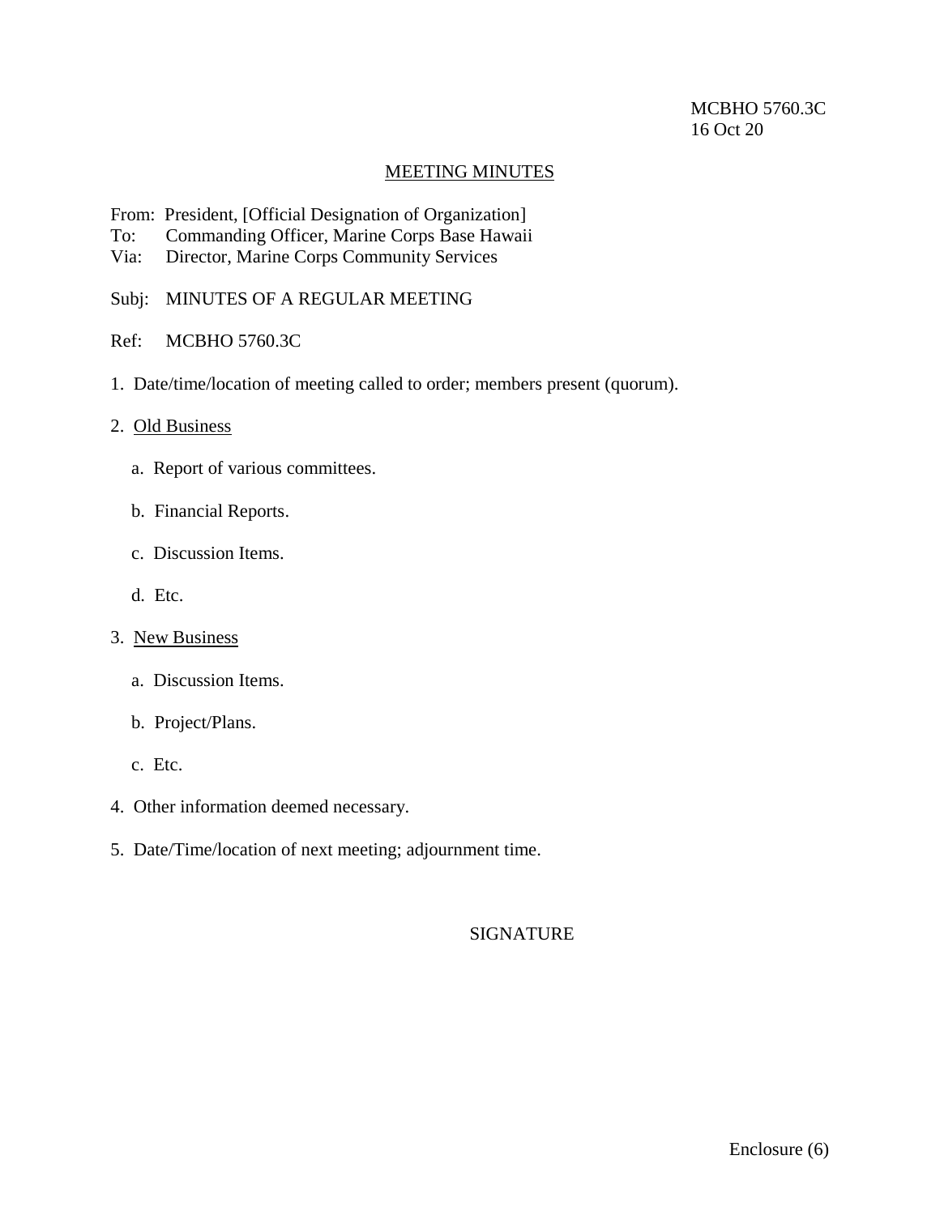MCBHO 5760.3C
16 Oct 20

## MEETING MINUTES

From: President, [Official Designation of Organization]
To: Commanding Officer, Marine Corps Base Hawaii
Via: Director, Marine Corps Community Services

Subj: MINUTES OF A REGULAR MEETING

Ref: MCBHO 5760.3C

1. Date/time/location of meeting called to order; members present (quorum).

2. Old Business

   a. Report of various committees.

   b. Financial Reports.

   c. Discussion Items.

   d. Etc.

3. New Business

   a. Discussion Items.

   b. Project/Plans.

   c. Etc.

4. Other information deemed necessary.

5. Date/Time/location of next meeting; adjournment time.

SIGNATURE

Enclosure (6)